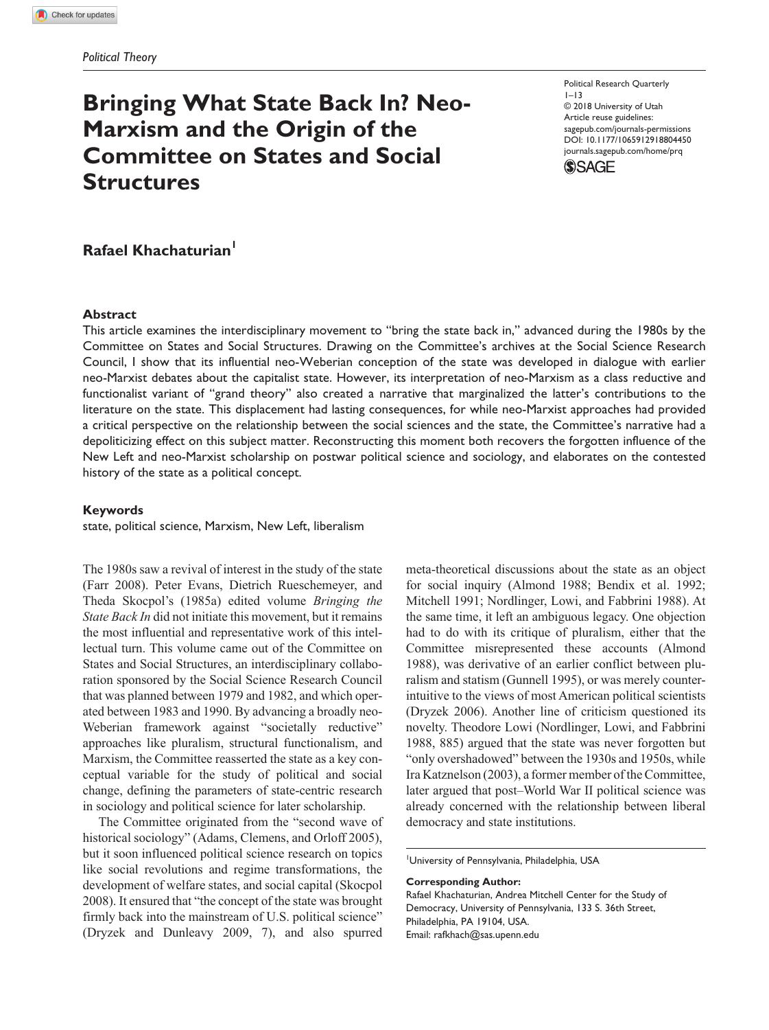Political Theory

# Bringing What State Back In? Neo-Marxism and the Origin of the Committee on States and Social Structures

Political Research Quarterly
1–13
© 2018 University of Utah
Article reuse guidelines:
sagepub.com/journals-permissions
DOI: 10.1177/1065912918804450
journals.sagepub.com/home/prq

**Rafael Khachaturian**[1]

## Abstract

This article examines the interdisciplinary movement to "bring the state back in," advanced during the 1980s by the Committee on States and Social Structures. Drawing on the Committee's archives at the Social Science Research Council, I show that its influential neo-Weberian conception of the state was developed in dialogue with earlier neo-Marxist debates about the capitalist state. However, its interpretation of neo-Marxism as a class reductive and functionalist variant of "grand theory" also created a narrative that marginalized the latter's contributions to the literature on the state. This displacement had lasting consequences, for while neo-Marxist approaches had provided a critical perspective on the relationship between the social sciences and the state, the Committee's narrative had a depoliticizing effect on this subject matter. Reconstructing this moment both recovers the forgotten influence of the New Left and neo-Marxist scholarship on postwar political science and sociology, and elaborates on the contested history of the state as a political concept.

## Keywords

state, political science, Marxism, New Left, liberalism

The 1980s saw a revival of interest in the study of the state (Farr 2008). Peter Evans, Dietrich Rueschemeyer, and Theda Skocpol's (1985a) edited volume *Bringing the State Back In* did not initiate this movement, but it remains the most influential and representative work of this intellectual turn. This volume came out of the Committee on States and Social Structures, an interdisciplinary collaboration sponsored by the Social Science Research Council that was planned between 1979 and 1982, and which operated between 1983 and 1990. By advancing a broadly neo-Weberian framework against "societally reductive" approaches like pluralism, structural functionalism, and Marxism, the Committee reasserted the state as a key conceptual variable for the study of political and social change, defining the parameters of state-centric research in sociology and political science for later scholarship.

The Committee originated from the "second wave of historical sociology" (Adams, Clemens, and Orloff 2005), but it soon influenced political science research on topics like social revolutions and regime transformations, the development of welfare states, and social capital (Skocpol 2008). It ensured that "the concept of the state was brought firmly back into the mainstream of U.S. political science" (Dryzek and Dunleavy 2009, 7), and also spurred meta-theoretical discussions about the state as an object for social inquiry (Almond 1988; Bendix et al. 1992; Mitchell 1991; Nordlinger, Lowi, and Fabbrini 1988). At the same time, it left an ambiguous legacy. One objection had to do with its critique of pluralism, either that the Committee misrepresented these accounts (Almond 1988), was derivative of an earlier conflict between pluralism and statism (Gunnell 1995), or was merely counter-intuitive to the views of most American political scientists (Dryzek 2006). Another line of criticism questioned its novelty. Theodore Lowi (Nordlinger, Lowi, and Fabbrini 1988, 885) argued that the state was never forgotten but "only overshadowed" between the 1930s and 1950s, while Ira Katznelson (2003), a former member of the Committee, later argued that post–World War II political science was already concerned with the relationship between liberal democracy and state institutions.

[1]University of Pennsylvania, Philadelphia, USA

**Corresponding Author:**
Rafael Khachaturian, Andrea Mitchell Center for the Study of Democracy, University of Pennsylvania, 133 S. 36th Street, Philadelphia, PA 19104, USA.
Email: rafkhach@sas.upenn.edu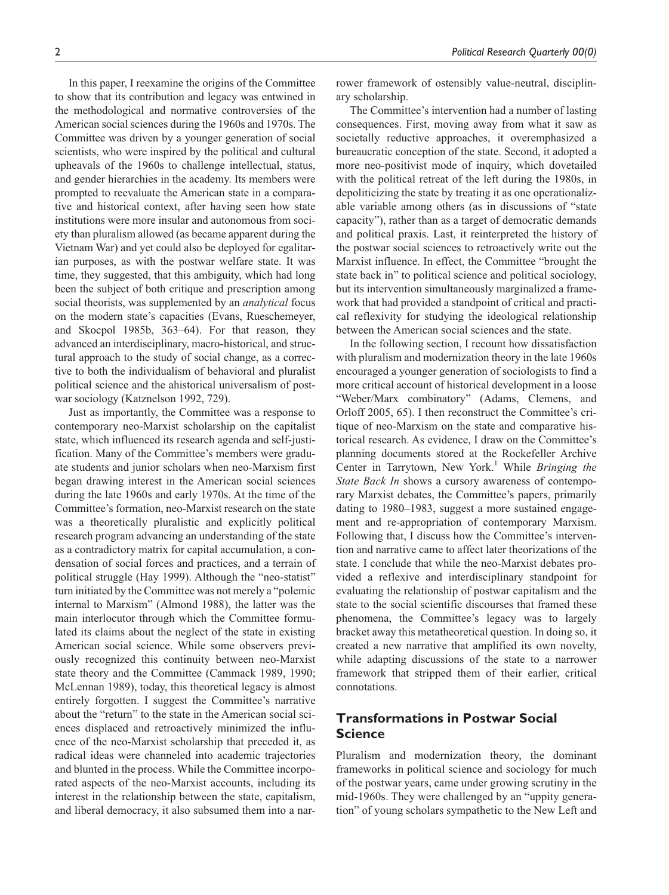In this paper, I reexamine the origins of the Committee to show that its contribution and legacy was entwined in the methodological and normative controversies of the American social sciences during the 1960s and 1970s. The Committee was driven by a younger generation of social scientists, who were inspired by the political and cultural upheavals of the 1960s to challenge intellectual, status, and gender hierarchies in the academy. Its members were prompted to reevaluate the American state in a comparative and historical context, after having seen how state institutions were more insular and autonomous from society than pluralism allowed (as became apparent during the Vietnam War) and yet could also be deployed for egalitarian purposes, as with the postwar welfare state. It was time, they suggested, that this ambiguity, which had long been the subject of both critique and prescription among social theorists, was supplemented by an *analytical* focus on the modern state's capacities (Evans, Rueschemeyer, and Skocpol 1985b, 363–64). For that reason, they advanced an interdisciplinary, macro-historical, and structural approach to the study of social change, as a corrective to both the individualism of behavioral and pluralist political science and the ahistorical universalism of postwar sociology (Katznelson 1992, 729).

Just as importantly, the Committee was a response to contemporary neo-Marxist scholarship on the capitalist state, which influenced its research agenda and self-justification. Many of the Committee's members were graduate students and junior scholars when neo-Marxism first began drawing interest in the American social sciences during the late 1960s and early 1970s. At the time of the Committee's formation, neo-Marxist research on the state was a theoretically pluralistic and explicitly political research program advancing an understanding of the state as a contradictory matrix for capital accumulation, a condensation of social forces and practices, and a terrain of political struggle (Hay 1999). Although the "neo-statist" turn initiated by the Committee was not merely a "polemic internal to Marxism" (Almond 1988), the latter was the main interlocutor through which the Committee formulated its claims about the neglect of the state in existing American social science. While some observers previously recognized this continuity between neo-Marxist state theory and the Committee (Cammack 1989, 1990; McLennan 1989), today, this theoretical legacy is almost entirely forgotten. I suggest the Committee's narrative about the "return" to the state in the American social sciences displaced and retroactively minimized the influence of the neo-Marxist scholarship that preceded it, as radical ideas were channeled into academic trajectories and blunted in the process. While the Committee incorporated aspects of the neo-Marxist accounts, including its interest in the relationship between the state, capitalism, and liberal democracy, it also subsumed them into a narrower framework of ostensibly value-neutral, disciplinary scholarship.

The Committee's intervention had a number of lasting consequences. First, moving away from what it saw as societally reductive approaches, it overemphasized a bureaucratic conception of the state. Second, it adopted a more neo-positivist mode of inquiry, which dovetailed with the political retreat of the left during the 1980s, in depoliticizing the state by treating it as one operationalizable variable among others (as in discussions of "state capacity"), rather than as a target of democratic demands and political praxis. Last, it reinterpreted the history of the postwar social sciences to retroactively write out the Marxist influence. In effect, the Committee "brought the state back in" to political science and political sociology, but its intervention simultaneously marginalized a framework that had provided a standpoint of critical and practical reflexivity for studying the ideological relationship between the American social sciences and the state.

In the following section, I recount how dissatisfaction with pluralism and modernization theory in the late 1960s encouraged a younger generation of sociologists to find a more critical account of historical development in a loose "Weber/Marx combinatory" (Adams, Clemens, and Orloff 2005, 65). I then reconstruct the Committee's critique of neo-Marxism on the state and comparative historical research. As evidence, I draw on the Committee's planning documents stored at the Rockefeller Archive Center in Tarrytown, New York.[1] While *Bringing the State Back In* shows a cursory awareness of contemporary Marxist debates, the Committee's papers, primarily dating to 1980–1983, suggest a more sustained engagement and re-appropriation of contemporary Marxism. Following that, I discuss how the Committee's intervention and narrative came to affect later theorizations of the state. I conclude that while the neo-Marxist debates provided a reflexive and interdisciplinary standpoint for evaluating the relationship of postwar capitalism and the state to the social scientific discourses that framed these phenomena, the Committee's legacy was to largely bracket away this metatheoretical question. In doing so, it created a new narrative that amplified its own novelty, while adapting discussions of the state to a narrower framework that stripped them of their earlier, critical connotations.

## Transformations in Postwar Social Science

Pluralism and modernization theory, the dominant frameworks in political science and sociology for much of the postwar years, came under growing scrutiny in the mid-1960s. They were challenged by an "uppity generation" of young scholars sympathetic to the New Left and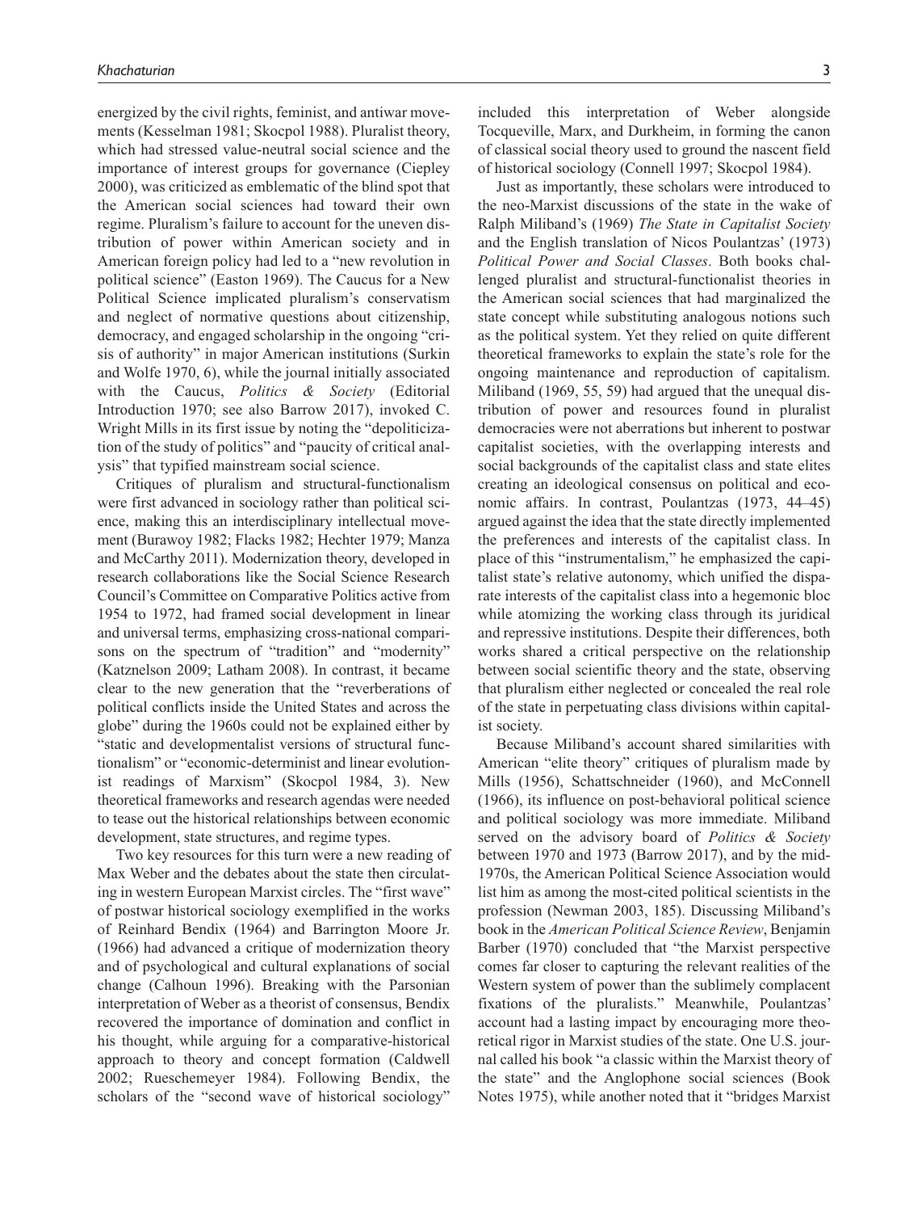energized by the civil rights, feminist, and antiwar movements (Kesselman 1981; Skocpol 1988). Pluralist theory, which had stressed value-neutral social science and the importance of interest groups for governance (Ciepley 2000), was criticized as emblematic of the blind spot that the American social sciences had toward their own regime. Pluralism's failure to account for the uneven distribution of power within American society and in American foreign policy had led to a "new revolution in political science" (Easton 1969). The Caucus for a New Political Science implicated pluralism's conservatism and neglect of normative questions about citizenship, democracy, and engaged scholarship in the ongoing "crisis of authority" in major American institutions (Surkin and Wolfe 1970, 6), while the journal initially associated with the Caucus, *Politics & Society* (Editorial Introduction 1970; see also Barrow 2017), invoked C. Wright Mills in its first issue by noting the "depoliticization of the study of politics" and "paucity of critical analysis" that typified mainstream social science.

Critiques of pluralism and structural-functionalism were first advanced in sociology rather than political science, making this an interdisciplinary intellectual movement (Burawoy 1982; Flacks 1982; Hechter 1979; Manza and McCarthy 2011). Modernization theory, developed in research collaborations like the Social Science Research Council's Committee on Comparative Politics active from 1954 to 1972, had framed social development in linear and universal terms, emphasizing cross-national comparisons on the spectrum of "tradition" and "modernity" (Katznelson 2009; Latham 2008). In contrast, it became clear to the new generation that the "reverberations of political conflicts inside the United States and across the globe" during the 1960s could not be explained either by "static and developmentalist versions of structural functionalism" or "economic-determinist and linear evolutionist readings of Marxism" (Skocpol 1984, 3). New theoretical frameworks and research agendas were needed to tease out the historical relationships between economic development, state structures, and regime types.

Two key resources for this turn were a new reading of Max Weber and the debates about the state then circulating in western European Marxist circles. The "first wave" of postwar historical sociology exemplified in the works of Reinhard Bendix (1964) and Barrington Moore Jr. (1966) had advanced a critique of modernization theory and of psychological and cultural explanations of social change (Calhoun 1996). Breaking with the Parsonian interpretation of Weber as a theorist of consensus, Bendix recovered the importance of domination and conflict in his thought, while arguing for a comparative-historical approach to theory and concept formation (Caldwell 2002; Rueschemeyer 1984). Following Bendix, the scholars of the "second wave of historical sociology" included this interpretation of Weber alongside Tocqueville, Marx, and Durkheim, in forming the canon of classical social theory used to ground the nascent field of historical sociology (Connell 1997; Skocpol 1984).

Just as importantly, these scholars were introduced to the neo-Marxist discussions of the state in the wake of Ralph Miliband's (1969) *The State in Capitalist Society* and the English translation of Nicos Poulantzas' (1973) *Political Power and Social Classes*. Both books challenged pluralist and structural-functionalist theories in the American social sciences that had marginalized the state concept while substituting analogous notions such as the political system. Yet they relied on quite different theoretical frameworks to explain the state's role for the ongoing maintenance and reproduction of capitalism. Miliband (1969, 55, 59) had argued that the unequal distribution of power and resources found in pluralist democracies were not aberrations but inherent to postwar capitalist societies, with the overlapping interests and social backgrounds of the capitalist class and state elites creating an ideological consensus on political and economic affairs. In contrast, Poulantzas (1973, 44–45) argued against the idea that the state directly implemented the preferences and interests of the capitalist class. In place of this "instrumentalism," he emphasized the capitalist state's relative autonomy, which unified the disparate interests of the capitalist class into a hegemonic bloc while atomizing the working class through its juridical and repressive institutions. Despite their differences, both works shared a critical perspective on the relationship between social scientific theory and the state, observing that pluralism either neglected or concealed the real role of the state in perpetuating class divisions within capitalist society.

Because Miliband's account shared similarities with American "elite theory" critiques of pluralism made by Mills (1956), Schattschneider (1960), and McConnell (1966), its influence on post-behavioral political science and political sociology was more immediate. Miliband served on the advisory board of *Politics & Society* between 1970 and 1973 (Barrow 2017), and by the mid-1970s, the American Political Science Association would list him as among the most-cited political scientists in the profession (Newman 2003, 185). Discussing Miliband's book in the *American Political Science Review*, Benjamin Barber (1970) concluded that "the Marxist perspective comes far closer to capturing the relevant realities of the Western system of power than the sublimely complacent fixations of the pluralists." Meanwhile, Poulantzas' account had a lasting impact by encouraging more theoretical rigor in Marxist studies of the state. One U.S. journal called his book "a classic within the Marxist theory of the state" and the Anglophone social sciences (Book Notes 1975), while another noted that it "bridges Marxist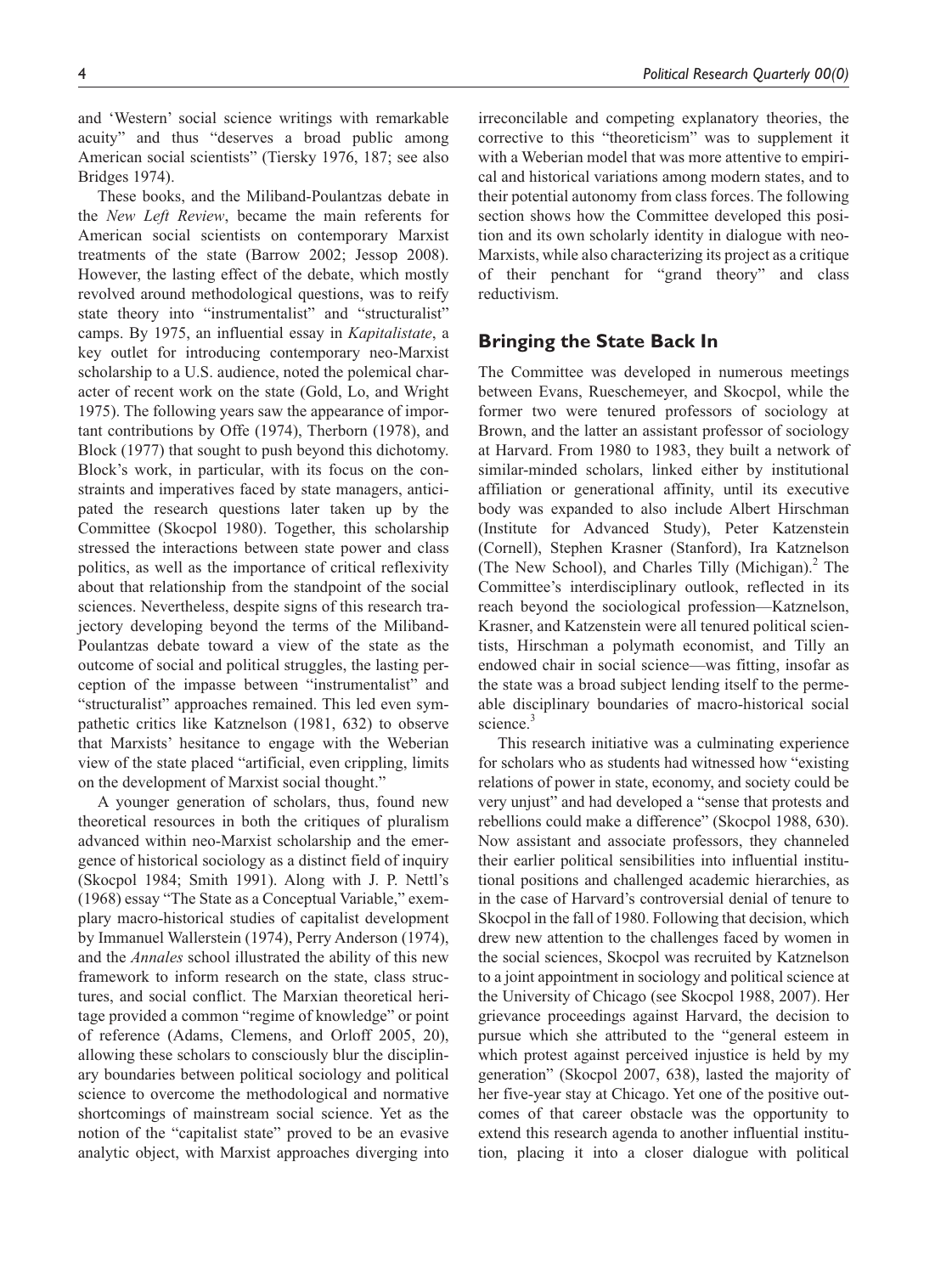and 'Western' social science writings with remarkable acuity" and thus "deserves a broad public among American social scientists" (Tiersky 1976, 187; see also Bridges 1974).

These books, and the Miliband-Poulantzas debate in the *New Left Review*, became the main referents for American social scientists on contemporary Marxist treatments of the state (Barrow 2002; Jessop 2008). However, the lasting effect of the debate, which mostly revolved around methodological questions, was to reify state theory into "instrumentalist" and "structuralist" camps. By 1975, an influential essay in *Kapitalistate*, a key outlet for introducing contemporary neo-Marxist scholarship to a U.S. audience, noted the polemical character of recent work on the state (Gold, Lo, and Wright 1975). The following years saw the appearance of important contributions by Offe (1974), Therborn (1978), and Block (1977) that sought to push beyond this dichotomy. Block's work, in particular, with its focus on the constraints and imperatives faced by state managers, anticipated the research questions later taken up by the Committee (Skocpol 1980). Together, this scholarship stressed the interactions between state power and class politics, as well as the importance of critical reflexivity about that relationship from the standpoint of the social sciences. Nevertheless, despite signs of this research trajectory developing beyond the terms of the Miliband-Poulantzas debate toward a view of the state as the outcome of social and political struggles, the lasting perception of the impasse between "instrumentalist" and "structuralist" approaches remained. This led even sympathetic critics like Katznelson (1981, 632) to observe that Marxists' hesitance to engage with the Weberian view of the state placed "artificial, even crippling, limits on the development of Marxist social thought."

A younger generation of scholars, thus, found new theoretical resources in both the critiques of pluralism advanced within neo-Marxist scholarship and the emergence of historical sociology as a distinct field of inquiry (Skocpol 1984; Smith 1991). Along with J. P. Nettl's (1968) essay "The State as a Conceptual Variable," exemplary macro-historical studies of capitalist development by Immanuel Wallerstein (1974), Perry Anderson (1974), and the *Annales* school illustrated the ability of this new framework to inform research on the state, class structures, and social conflict. The Marxian theoretical heritage provided a common "regime of knowledge" or point of reference (Adams, Clemens, and Orloff 2005, 20), allowing these scholars to consciously blur the disciplinary boundaries between political sociology and political science to overcome the methodological and normative shortcomings of mainstream social science. Yet as the notion of the "capitalist state" proved to be an evasive analytic object, with Marxist approaches diverging into irreconcilable and competing explanatory theories, the corrective to this "theoreticism" was to supplement it with a Weberian model that was more attentive to empirical and historical variations among modern states, and to their potential autonomy from class forces. The following section shows how the Committee developed this position and its own scholarly identity in dialogue with neo-Marxists, while also characterizing its project as a critique of their penchant for "grand theory" and class reductivism.

## Bringing the State Back In

The Committee was developed in numerous meetings between Evans, Rueschemeyer, and Skocpol, while the former two were tenured professors of sociology at Brown, and the latter an assistant professor of sociology at Harvard. From 1980 to 1983, they built a network of similar-minded scholars, linked either by institutional affiliation or generational affinity, until its executive body was expanded to also include Albert Hirschman (Institute for Advanced Study), Peter Katzenstein (Cornell), Stephen Krasner (Stanford), Ira Katznelson (The New School), and Charles Tilly (Michigan).[2] The Committee's interdisciplinary outlook, reflected in its reach beyond the sociological profession—Katznelson, Krasner, and Katzenstein were all tenured political scientists, Hirschman a polymath economist, and Tilly an endowed chair in social science—was fitting, insofar as the state was a broad subject lending itself to the permeable disciplinary boundaries of macro-historical social science.[3]

This research initiative was a culminating experience for scholars who as students had witnessed how "existing relations of power in state, economy, and society could be very unjust" and had developed a "sense that protests and rebellions could make a difference" (Skocpol 1988, 630). Now assistant and associate professors, they channeled their earlier political sensibilities into influential institutional positions and challenged academic hierarchies, as in the case of Harvard's controversial denial of tenure to Skocpol in the fall of 1980. Following that decision, which drew new attention to the challenges faced by women in the social sciences, Skocpol was recruited by Katznelson to a joint appointment in sociology and political science at the University of Chicago (see Skocpol 1988, 2007). Her grievance proceedings against Harvard, the decision to pursue which she attributed to the "general esteem in which protest against perceived injustice is held by my generation" (Skocpol 2007, 638), lasted the majority of her five-year stay at Chicago. Yet one of the positive outcomes of that career obstacle was the opportunity to extend this research agenda to another influential institution, placing it into a closer dialogue with political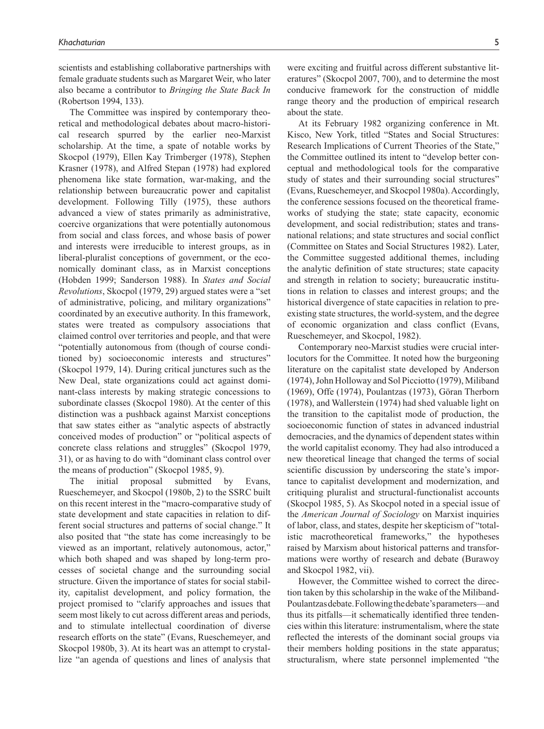scientists and establishing collaborative partnerships with female graduate students such as Margaret Weir, who later also became a contributor to *Bringing the State Back In* (Robertson 1994, 133).

The Committee was inspired by contemporary theoretical and methodological debates about macro-historical research spurred by the earlier neo-Marxist scholarship. At the time, a spate of notable works by Skocpol (1979), Ellen Kay Trimberger (1978), Stephen Krasner (1978), and Alfred Stepan (1978) had explored phenomena like state formation, war-making, and the relationship between bureaucratic power and capitalist development. Following Tilly (1975), these authors advanced a view of states primarily as administrative, coercive organizations that were potentially autonomous from social and class forces, and whose basis of power and interests were irreducible to interest groups, as in liberal-pluralist conceptions of government, or the economically dominant class, as in Marxist conceptions (Hobden 1999; Sanderson 1988). In *States and Social Revolutions*, Skocpol (1979, 29) argued states were a "set of administrative, policing, and military organizations" coordinated by an executive authority. In this framework, states were treated as compulsory associations that claimed control over territories and people, and that were "potentially autonomous from (though of course conditioned by) socioeconomic interests and structures" (Skocpol 1979, 14). During critical junctures such as the New Deal, state organizations could act against dominant-class interests by making strategic concessions to subordinate classes (Skocpol 1980). At the center of this distinction was a pushback against Marxist conceptions that saw states either as "analytic aspects of abstractly conceived modes of production" or "political aspects of concrete class relations and struggles" (Skocpol 1979, 31), or as having to do with "dominant class control over the means of production" (Skocpol 1985, 9).

The initial proposal submitted by Evans, Rueschemeyer, and Skocpol (1980b, 2) to the SSRC built on this recent interest in the "macro-comparative study of state development and state capacities in relation to different social structures and patterns of social change." It also posited that "the state has come increasingly to be viewed as an important, relatively autonomous, actor," which both shaped and was shaped by long-term processes of societal change and the surrounding social structure. Given the importance of states for social stability, capitalist development, and policy formation, the project promised to "clarify approaches and issues that seem most likely to cut across different areas and periods, and to stimulate intellectual coordination of diverse research efforts on the state" (Evans, Rueschemeyer, and Skocpol 1980b, 3). At its heart was an attempt to crystallize "an agenda of questions and lines of analysis that were exciting and fruitful across different substantive literatures" (Skocpol 2007, 700), and to determine the most conducive framework for the construction of middle range theory and the production of empirical research about the state.

At its February 1982 organizing conference in Mt. Kisco, New York, titled "States and Social Structures: Research Implications of Current Theories of the State," the Committee outlined its intent to "develop better conceptual and methodological tools for the comparative study of states and their surrounding social structures" (Evans, Rueschemeyer, and Skocpol 1980a). Accordingly, the conference sessions focused on the theoretical frameworks of studying the state; state capacity, economic development, and social redistribution; states and transnational relations; and state structures and social conflict (Committee on States and Social Structures 1982). Later, the Committee suggested additional themes, including the analytic definition of state structures; state capacity and strength in relation to society; bureaucratic institutions in relation to classes and interest groups; and the historical divergence of state capacities in relation to preexisting state structures, the world-system, and the degree of economic organization and class conflict (Evans, Rueschemeyer, and Skocpol, 1982).

Contemporary neo-Marxist studies were crucial interlocutors for the Committee. It noted how the burgeoning literature on the capitalist state developed by Anderson (1974), John Holloway and Sol Picciotto (1979), Miliband (1969), Offe (1974), Poulantzas (1973), Göran Therborn (1978), and Wallerstein (1974) had shed valuable light on the transition to the capitalist mode of production, the socioeconomic function of states in advanced industrial democracies, and the dynamics of dependent states within the world capitalist economy. They had also introduced a new theoretical lineage that changed the terms of social scientific discussion by underscoring the state's importance to capitalist development and modernization, and critiquing pluralist and structural-functionalist accounts (Skocpol 1985, 5). As Skocpol noted in a special issue of the *American Journal of Sociology* on Marxist inquiries of labor, class, and states, despite her skepticism of "totalistic macrotheoretical frameworks," the hypotheses raised by Marxism about historical patterns and transformations were worthy of research and debate (Burawoy and Skocpol 1982, vii).

However, the Committee wished to correct the direction taken by this scholarship in the wake of the Miliband-Poulantzas debate. Following the debate's parameters—and thus its pitfalls—it schematically identified three tendencies within this literature: instrumentalism, where the state reflected the interests of the dominant social groups via their members holding positions in the state apparatus; structuralism, where state personnel implemented "the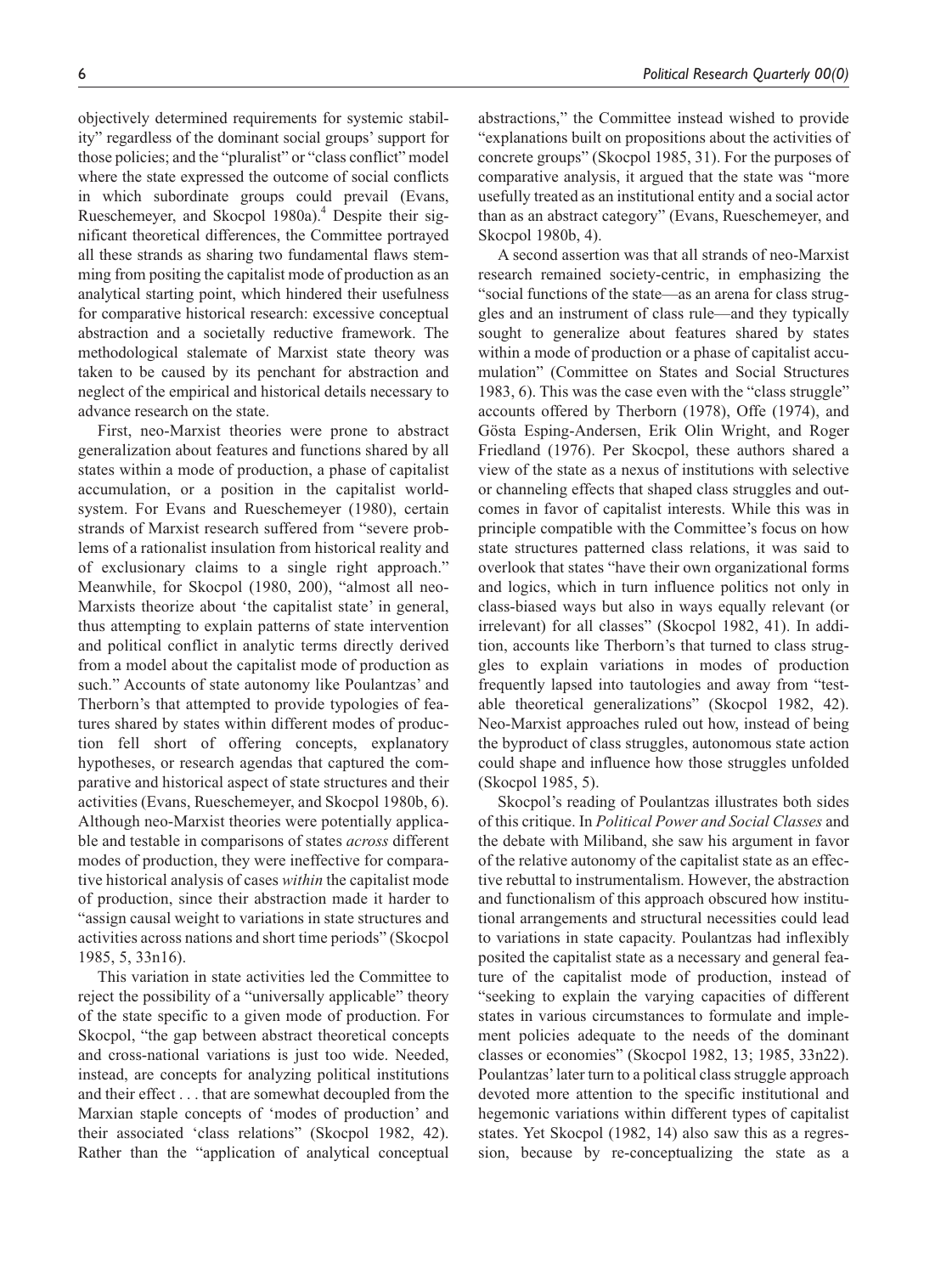objectively determined requirements for systemic stability" regardless of the dominant social groups' support for those policies; and the "pluralist" or "class conflict" model where the state expressed the outcome of social conflicts in which subordinate groups could prevail (Evans, Rueschemeyer, and Skocpol 1980a).[4] Despite their significant theoretical differences, the Committee portrayed all these strands as sharing two fundamental flaws stemming from positing the capitalist mode of production as an analytical starting point, which hindered their usefulness for comparative historical research: excessive conceptual abstraction and a societally reductive framework. The methodological stalemate of Marxist state theory was taken to be caused by its penchant for abstraction and neglect of the empirical and historical details necessary to advance research on the state.

First, neo-Marxist theories were prone to abstract generalization about features and functions shared by all states within a mode of production, a phase of capitalist accumulation, or a position in the capitalist world-system. For Evans and Rueschemeyer (1980), certain strands of Marxist research suffered from "severe problems of a rationalist insulation from historical reality and of exclusionary claims to a single right approach." Meanwhile, for Skocpol (1980, 200), "almost all neo-Marxists theorize about 'the capitalist state' in general, thus attempting to explain patterns of state intervention and political conflict in analytic terms directly derived from a model about the capitalist mode of production as such." Accounts of state autonomy like Poulantzas' and Therborn's that attempted to provide typologies of features shared by states within different modes of production fell short of offering concepts, explanatory hypotheses, or research agendas that captured the comparative and historical aspect of state structures and their activities (Evans, Rueschemeyer, and Skocpol 1980b, 6). Although neo-Marxist theories were potentially applicable and testable in comparisons of states *across* different modes of production, they were ineffective for comparative historical analysis of cases *within* the capitalist mode of production, since their abstraction made it harder to "assign causal weight to variations in state structures and activities across nations and short time periods" (Skocpol 1985, 5, 33n16).

This variation in state activities led the Committee to reject the possibility of a "universally applicable" theory of the state specific to a given mode of production. For Skocpol, "the gap between abstract theoretical concepts and cross-national variations is just too wide. Needed, instead, are concepts for analyzing political institutions and their effect . . . that are somewhat decoupled from the Marxian staple concepts of 'modes of production' and their associated 'class relations" (Skocpol 1982, 42). Rather than the "application of analytical conceptual abstractions," the Committee instead wished to provide "explanations built on propositions about the activities of concrete groups" (Skocpol 1985, 31). For the purposes of comparative analysis, it argued that the state was "more usefully treated as an institutional entity and a social actor than as an abstract category" (Evans, Rueschemeyer, and Skocpol 1980b, 4).

A second assertion was that all strands of neo-Marxist research remained society-centric, in emphasizing the "social functions of the state—as an arena for class struggles and an instrument of class rule—and they typically sought to generalize about features shared by states within a mode of production or a phase of capitalist accumulation" (Committee on States and Social Structures 1983, 6). This was the case even with the "class struggle" accounts offered by Therborn (1978), Offe (1974), and Gösta Esping-Andersen, Erik Olin Wright, and Roger Friedland (1976). Per Skocpol, these authors shared a view of the state as a nexus of institutions with selective or channeling effects that shaped class struggles and outcomes in favor of capitalist interests. While this was in principle compatible with the Committee's focus on how state structures patterned class relations, it was said to overlook that states "have their own organizational forms and logics, which in turn influence politics not only in class-biased ways but also in ways equally relevant (or irrelevant) for all classes" (Skocpol 1982, 41). In addition, accounts like Therborn's that turned to class struggles to explain variations in modes of production frequently lapsed into tautologies and away from "testable theoretical generalizations" (Skocpol 1982, 42). Neo-Marxist approaches ruled out how, instead of being the byproduct of class struggles, autonomous state action could shape and influence how those struggles unfolded (Skocpol 1985, 5).

Skocpol's reading of Poulantzas illustrates both sides of this critique. In *Political Power and Social Classes* and the debate with Miliband, she saw his argument in favor of the relative autonomy of the capitalist state as an effective rebuttal to instrumentalism. However, the abstraction and functionalism of this approach obscured how institutional arrangements and structural necessities could lead to variations in state capacity. Poulantzas had inflexibly posited the capitalist state as a necessary and general feature of the capitalist mode of production, instead of "seeking to explain the varying capacities of different states in various circumstances to formulate and implement policies adequate to the needs of the dominant classes or economies" (Skocpol 1982, 13; 1985, 33n22). Poulantzas' later turn to a political class struggle approach devoted more attention to the specific institutional and hegemonic variations within different types of capitalist states. Yet Skocpol (1982, 14) also saw this as a regression, because by re-conceptualizing the state as a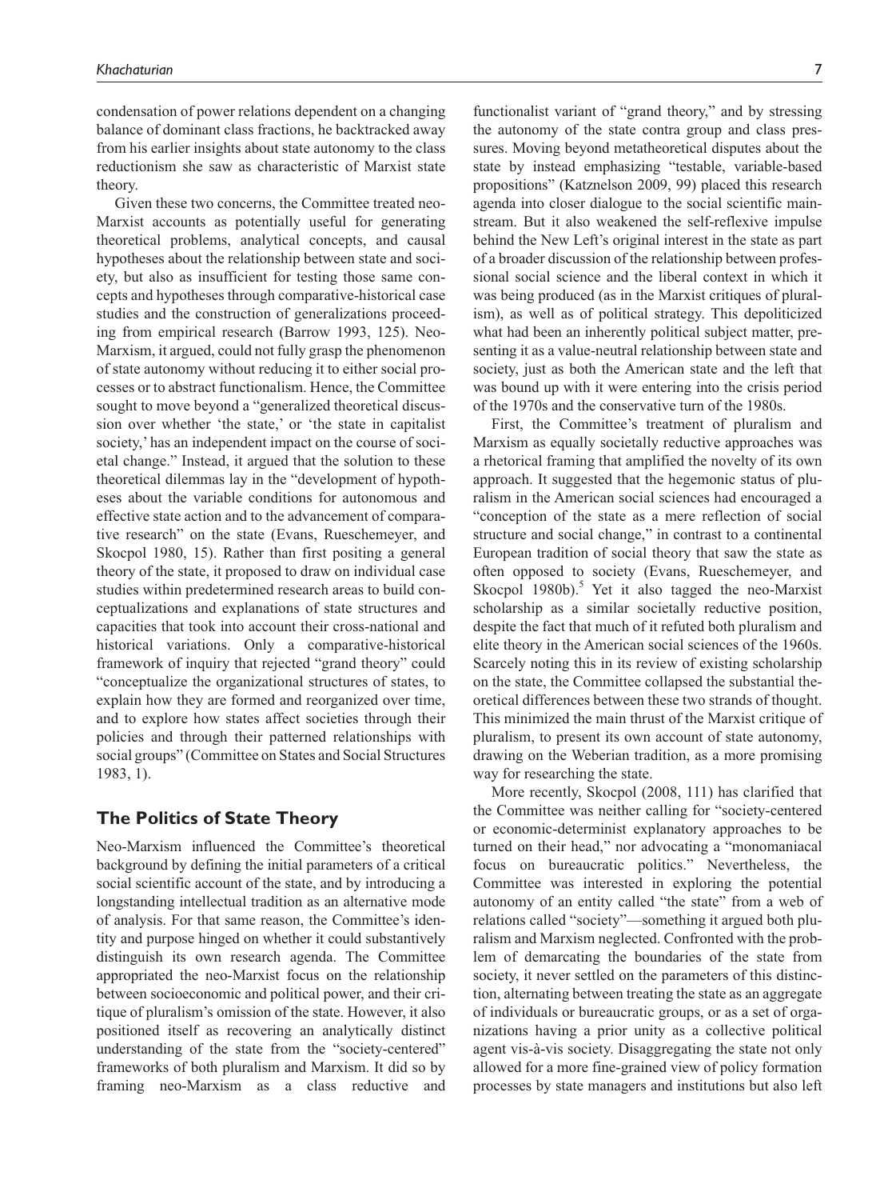condensation of power relations dependent on a changing balance of dominant class fractions, he backtracked away from his earlier insights about state autonomy to the class reductionism she saw as characteristic of Marxist state theory.

Given these two concerns, the Committee treated neo-Marxist accounts as potentially useful for generating theoretical problems, analytical concepts, and causal hypotheses about the relationship between state and society, but also as insufficient for testing those same concepts and hypotheses through comparative-historical case studies and the construction of generalizations proceeding from empirical research (Barrow 1993, 125). Neo-Marxism, it argued, could not fully grasp the phenomenon of state autonomy without reducing it to either social processes or to abstract functionalism. Hence, the Committee sought to move beyond a "generalized theoretical discussion over whether 'the state,' or 'the state in capitalist society,' has an independent impact on the course of societal change." Instead, it argued that the solution to these theoretical dilemmas lay in the "development of hypotheses about the variable conditions for autonomous and effective state action and to the advancement of comparative research" on the state (Evans, Rueschemeyer, and Skocpol 1980, 15). Rather than first positing a general theory of the state, it proposed to draw on individual case studies within predetermined research areas to build conceptualizations and explanations of state structures and capacities that took into account their cross-national and historical variations. Only a comparative-historical framework of inquiry that rejected "grand theory" could "conceptualize the organizational structures of states, to explain how they are formed and reorganized over time, and to explore how states affect societies through their policies and through their patterned relationships with social groups" (Committee on States and Social Structures 1983, 1).

## The Politics of State Theory

Neo-Marxism influenced the Committee's theoretical background by defining the initial parameters of a critical social scientific account of the state, and by introducing a longstanding intellectual tradition as an alternative mode of analysis. For that same reason, the Committee's identity and purpose hinged on whether it could substantively distinguish its own research agenda. The Committee appropriated the neo-Marxist focus on the relationship between socioeconomic and political power, and their critique of pluralism's omission of the state. However, it also positioned itself as recovering an analytically distinct understanding of the state from the "society-centered" frameworks of both pluralism and Marxism. It did so by framing neo-Marxism as a class reductive and functionalist variant of "grand theory," and by stressing the autonomy of the state contra group and class pressures. Moving beyond metatheoretical disputes about the state by instead emphasizing "testable, variable-based propositions" (Katznelson 2009, 99) placed this research agenda into closer dialogue to the social scientific mainstream. But it also weakened the self-reflexive impulse behind the New Left's original interest in the state as part of a broader discussion of the relationship between professional social science and the liberal context in which it was being produced (as in the Marxist critiques of pluralism), as well as of political strategy. This depoliticized what had been an inherently political subject matter, presenting it as a value-neutral relationship between state and society, just as both the American state and the left that was bound up with it were entering into the crisis period of the 1970s and the conservative turn of the 1980s.

First, the Committee's treatment of pluralism and Marxism as equally societally reductive approaches was a rhetorical framing that amplified the novelty of its own approach. It suggested that the hegemonic status of pluralism in the American social sciences had encouraged a "conception of the state as a mere reflection of social structure and social change," in contrast to a continental European tradition of social theory that saw the state as often opposed to society (Evans, Rueschemeyer, and Skocpol 1980b).[5] Yet it also tagged the neo-Marxist scholarship as a similar societally reductive position, despite the fact that much of it refuted both pluralism and elite theory in the American social sciences of the 1960s. Scarcely noting this in its review of existing scholarship on the state, the Committee collapsed the substantial theoretical differences between these two strands of thought. This minimized the main thrust of the Marxist critique of pluralism, to present its own account of state autonomy, drawing on the Weberian tradition, as a more promising way for researching the state.

More recently, Skocpol (2008, 111) has clarified that the Committee was neither calling for "society-centered or economic-determinist explanatory approaches to be turned on their head," nor advocating a "monomaniacal focus on bureaucratic politics." Nevertheless, the Committee was interested in exploring the potential autonomy of an entity called "the state" from a web of relations called "society"—something it argued both pluralism and Marxism neglected. Confronted with the problem of demarcating the boundaries of the state from society, it never settled on the parameters of this distinction, alternating between treating the state as an aggregate of individuals or bureaucratic groups, or as a set of organizations having a prior unity as a collective political agent vis-à-vis society. Disaggregating the state not only allowed for a more fine-grained view of policy formation processes by state managers and institutions but also left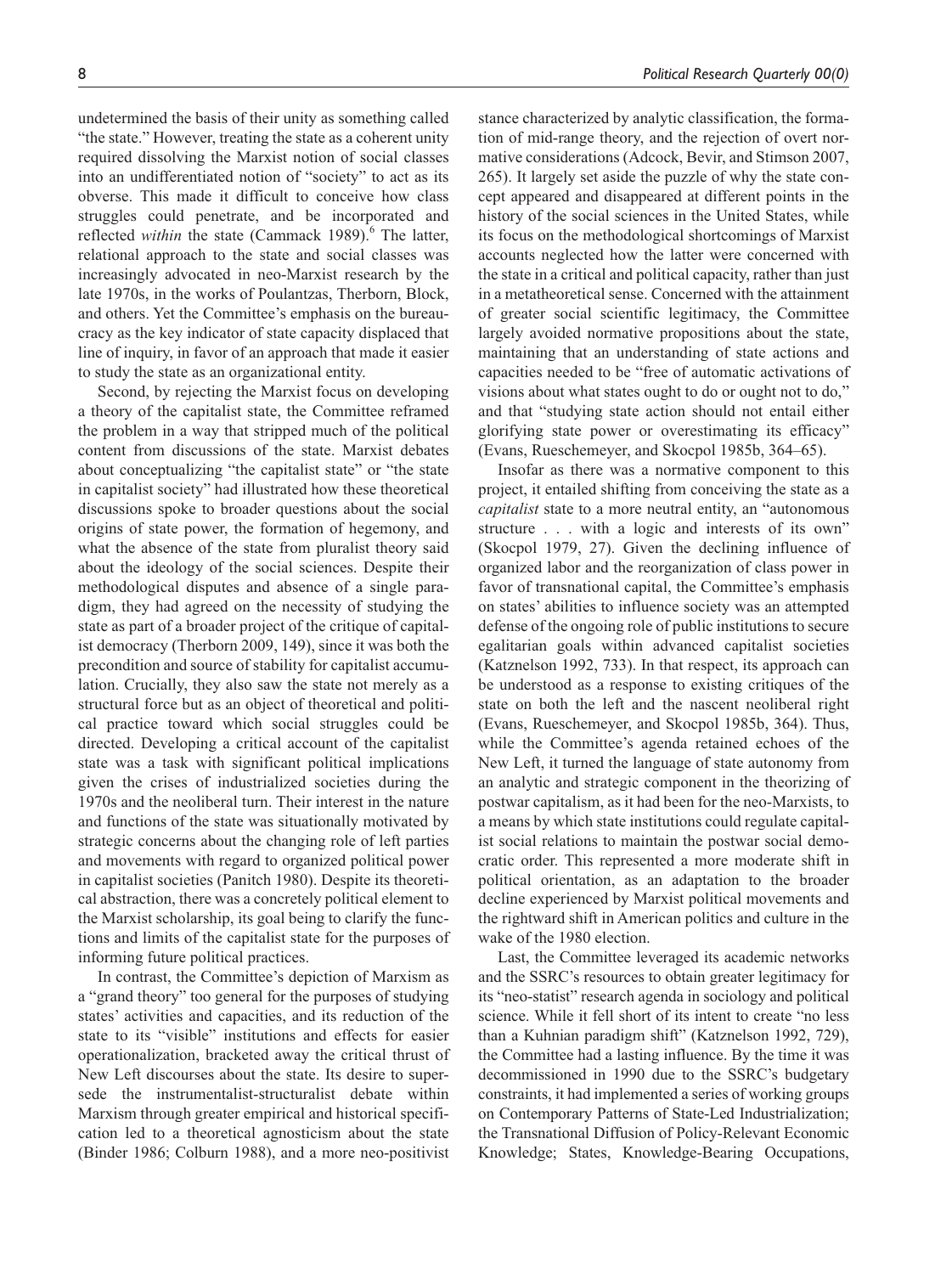undetermined the basis of their unity as something called "the state." However, treating the state as a coherent unity required dissolving the Marxist notion of social classes into an undifferentiated notion of "society" to act as its obverse. This made it difficult to conceive how class struggles could penetrate, and be incorporated and reflected *within* the state (Cammack 1989).[6] The latter, relational approach to the state and social classes was increasingly advocated in neo-Marxist research by the late 1970s, in the works of Poulantzas, Therborn, Block, and others. Yet the Committee's emphasis on the bureaucracy as the key indicator of state capacity displaced that line of inquiry, in favor of an approach that made it easier to study the state as an organizational entity.

Second, by rejecting the Marxist focus on developing a theory of the capitalist state, the Committee reframed the problem in a way that stripped much of the political content from discussions of the state. Marxist debates about conceptualizing "the capitalist state" or "the state in capitalist society" had illustrated how these theoretical discussions spoke to broader questions about the social origins of state power, the formation of hegemony, and what the absence of the state from pluralist theory said about the ideology of the social sciences. Despite their methodological disputes and absence of a single paradigm, they had agreed on the necessity of studying the state as part of a broader project of the critique of capitalist democracy (Therborn 2009, 149), since it was both the precondition and source of stability for capitalist accumulation. Crucially, they also saw the state not merely as a structural force but as an object of theoretical and political practice toward which social struggles could be directed. Developing a critical account of the capitalist state was a task with significant political implications given the crises of industrialized societies during the 1970s and the neoliberal turn. Their interest in the nature and functions of the state was situationally motivated by strategic concerns about the changing role of left parties and movements with regard to organized political power in capitalist societies (Panitch 1980). Despite its theoretical abstraction, there was a concretely political element to the Marxist scholarship, its goal being to clarify the functions and limits of the capitalist state for the purposes of informing future political practices.

In contrast, the Committee's depiction of Marxism as a "grand theory" too general for the purposes of studying states' activities and capacities, and its reduction of the state to its "visible" institutions and effects for easier operationalization, bracketed away the critical thrust of New Left discourses about the state. Its desire to supersede the instrumentalist-structuralist debate within Marxism through greater empirical and historical specification led to a theoretical agnosticism about the state (Binder 1986; Colburn 1988), and a more neo-positivist stance characterized by analytic classification, the formation of mid-range theory, and the rejection of overt normative considerations (Adcock, Bevir, and Stimson 2007, 265). It largely set aside the puzzle of why the state concept appeared and disappeared at different points in the history of the social sciences in the United States, while its focus on the methodological shortcomings of Marxist accounts neglected how the latter were concerned with the state in a critical and political capacity, rather than just in a metatheoretical sense. Concerned with the attainment of greater social scientific legitimacy, the Committee largely avoided normative propositions about the state, maintaining that an understanding of state actions and capacities needed to be "free of automatic activations of visions about what states ought to do or ought not to do," and that "studying state action should not entail either glorifying state power or overestimating its efficacy" (Evans, Rueschemeyer, and Skocpol 1985b, 364–65).

Insofar as there was a normative component to this project, it entailed shifting from conceiving the state as a *capitalist* state to a more neutral entity, an "autonomous structure . . . with a logic and interests of its own" (Skocpol 1979, 27). Given the declining influence of organized labor and the reorganization of class power in favor of transnational capital, the Committee's emphasis on states' abilities to influence society was an attempted defense of the ongoing role of public institutions to secure egalitarian goals within advanced capitalist societies (Katznelson 1992, 733). In that respect, its approach can be understood as a response to existing critiques of the state on both the left and the nascent neoliberal right (Evans, Rueschemeyer, and Skocpol 1985b, 364). Thus, while the Committee's agenda retained echoes of the New Left, it turned the language of state autonomy from an analytic and strategic component in the theorizing of postwar capitalism, as it had been for the neo-Marxists, to a means by which state institutions could regulate capitalist social relations to maintain the postwar social democratic order. This represented a more moderate shift in political orientation, as an adaptation to the broader decline experienced by Marxist political movements and the rightward shift in American politics and culture in the wake of the 1980 election.

Last, the Committee leveraged its academic networks and the SSRC's resources to obtain greater legitimacy for its "neo-statist" research agenda in sociology and political science. While it fell short of its intent to create "no less than a Kuhnian paradigm shift" (Katznelson 1992, 729), the Committee had a lasting influence. By the time it was decommissioned in 1990 due to the SSRC's budgetary constraints, it had implemented a series of working groups on Contemporary Patterns of State-Led Industrialization; the Transnational Diffusion of Policy-Relevant Economic Knowledge; States, Knowledge-Bearing Occupations,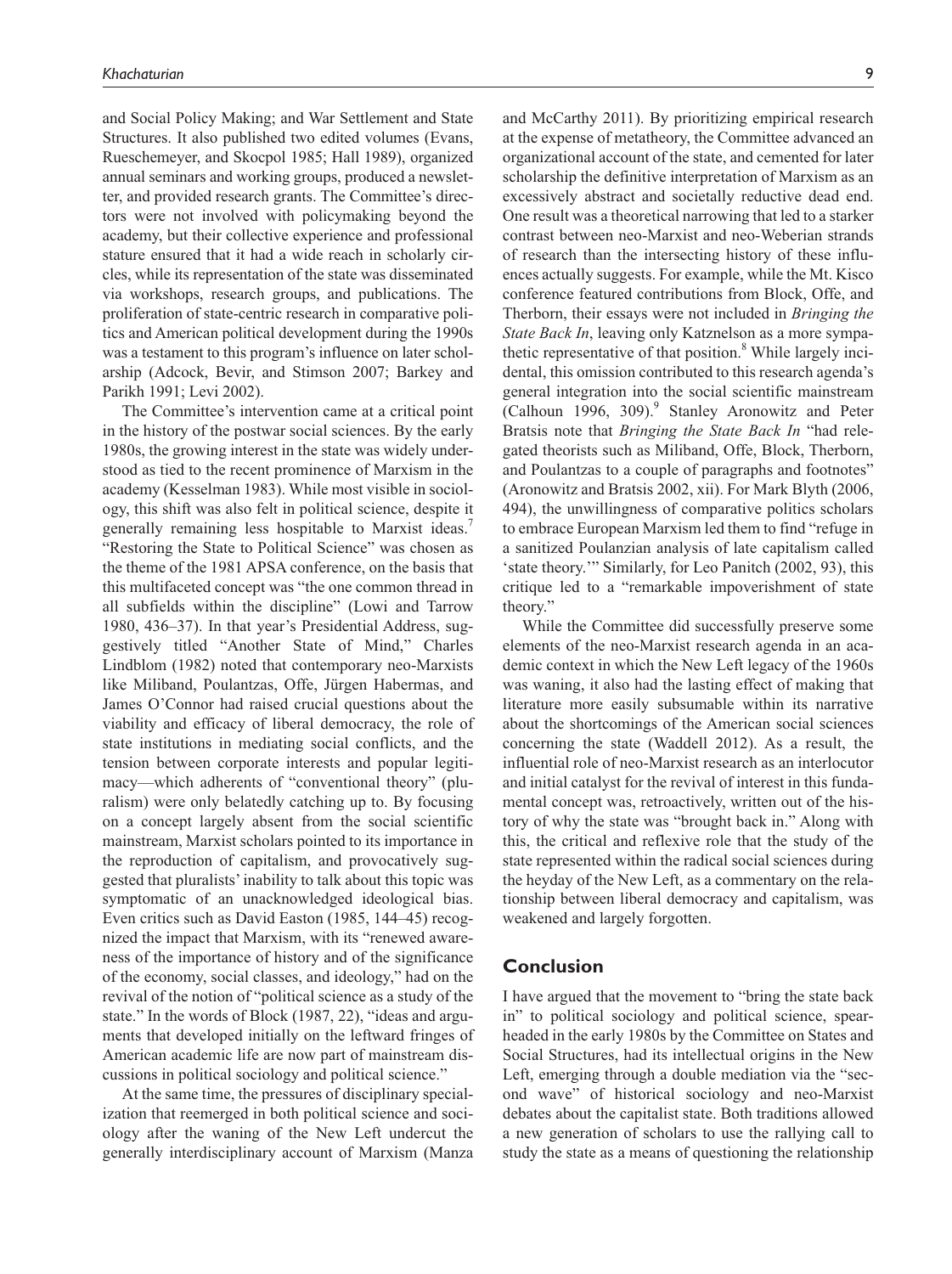and Social Policy Making; and War Settlement and State Structures. It also published two edited volumes (Evans, Rueschemeyer, and Skocpol 1985; Hall 1989), organized annual seminars and working groups, produced a newsletter, and provided research grants. The Committee's directors were not involved with policymaking beyond the academy, but their collective experience and professional stature ensured that it had a wide reach in scholarly circles, while its representation of the state was disseminated via workshops, research groups, and publications. The proliferation of state-centric research in comparative politics and American political development during the 1990s was a testament to this program's influence on later scholarship (Adcock, Bevir, and Stimson 2007; Barkey and Parikh 1991; Levi 2002).

The Committee's intervention came at a critical point in the history of the postwar social sciences. By the early 1980s, the growing interest in the state was widely understood as tied to the recent prominence of Marxism in the academy (Kesselman 1983). While most visible in sociology, this shift was also felt in political science, despite it generally remaining less hospitable to Marxist ideas.[7] "Restoring the State to Political Science" was chosen as the theme of the 1981 APSA conference, on the basis that this multifaceted concept was "the one common thread in all subfields within the discipline" (Lowi and Tarrow 1980, 436–37). In that year's Presidential Address, suggestively titled "Another State of Mind," Charles Lindblom (1982) noted that contemporary neo-Marxists like Miliband, Poulantzas, Offe, Jürgen Habermas, and James O'Connor had raised crucial questions about the viability and efficacy of liberal democracy, the role of state institutions in mediating social conflicts, and the tension between corporate interests and popular legitimacy—which adherents of "conventional theory" (pluralism) were only belatedly catching up to. By focusing on a concept largely absent from the social scientific mainstream, Marxist scholars pointed to its importance in the reproduction of capitalism, and provocatively suggested that pluralists' inability to talk about this topic was symptomatic of an unacknowledged ideological bias. Even critics such as David Easton (1985, 144–45) recognized the impact that Marxism, with its "renewed awareness of the importance of history and of the significance of the economy, social classes, and ideology," had on the revival of the notion of "political science as a study of the state." In the words of Block (1987, 22), "ideas and arguments that developed initially on the leftward fringes of American academic life are now part of mainstream discussions in political sociology and political science."

At the same time, the pressures of disciplinary specialization that reemerged in both political science and sociology after the waning of the New Left undercut the generally interdisciplinary account of Marxism (Manza and McCarthy 2011). By prioritizing empirical research at the expense of metatheory, the Committee advanced an organizational account of the state, and cemented for later scholarship the definitive interpretation of Marxism as an excessively abstract and societally reductive dead end. One result was a theoretical narrowing that led to a starker contrast between neo-Marxist and neo-Weberian strands of research than the intersecting history of these influences actually suggests. For example, while the Mt. Kisco conference featured contributions from Block, Offe, and Therborn, their essays were not included in *Bringing the State Back In*, leaving only Katznelson as a more sympathetic representative of that position.[8] While largely incidental, this omission contributed to this research agenda's general integration into the social scientific mainstream (Calhoun 1996, 309).[9] Stanley Aronowitz and Peter Bratsis note that *Bringing the State Back In* "had relegated theorists such as Miliband, Offe, Block, Therborn, and Poulantzas to a couple of paragraphs and footnotes" (Aronowitz and Bratsis 2002, xii). For Mark Blyth (2006, 494), the unwillingness of comparative politics scholars to embrace European Marxism led them to find "refuge in a sanitized Poulanzian analysis of late capitalism called 'state theory.'" Similarly, for Leo Panitch (2002, 93), this critique led to a "remarkable impoverishment of state theory."

While the Committee did successfully preserve some elements of the neo-Marxist research agenda in an academic context in which the New Left legacy of the 1960s was waning, it also had the lasting effect of making that literature more easily subsumable within its narrative about the shortcomings of the American social sciences concerning the state (Waddell 2012). As a result, the influential role of neo-Marxist research as an interlocutor and initial catalyst for the revival of interest in this fundamental concept was, retroactively, written out of the history of why the state was "brought back in." Along with this, the critical and reflexive role that the study of the state represented within the radical social sciences during the heyday of the New Left, as a commentary on the relationship between liberal democracy and capitalism, was weakened and largely forgotten.

## Conclusion

I have argued that the movement to "bring the state back in" to political sociology and political science, spearheaded in the early 1980s by the Committee on States and Social Structures, had its intellectual origins in the New Left, emerging through a double mediation via the "second wave" of historical sociology and neo-Marxist debates about the capitalist state. Both traditions allowed a new generation of scholars to use the rallying call to study the state as a means of questioning the relationship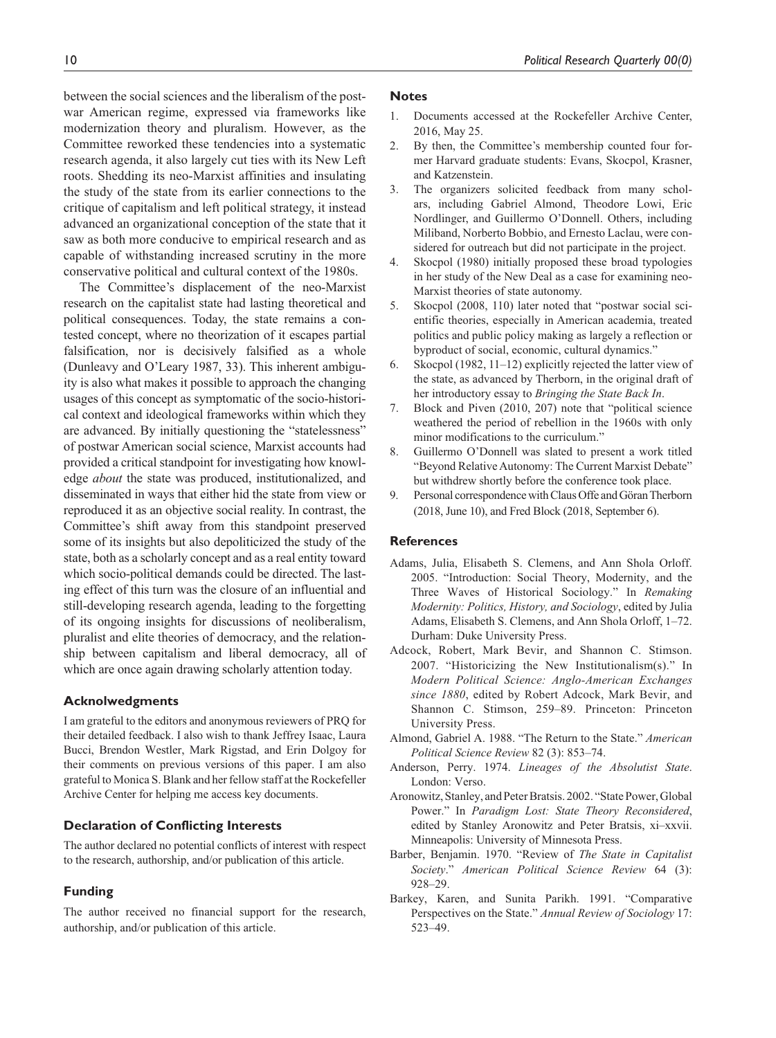between the social sciences and the liberalism of the postwar American regime, expressed via frameworks like modernization theory and pluralism. However, as the Committee reworked these tendencies into a systematic research agenda, it also largely cut ties with its New Left roots. Shedding its neo-Marxist affinities and insulating the study of the state from its earlier connections to the critique of capitalism and left political strategy, it instead advanced an organizational conception of the state that it saw as both more conducive to empirical research and as capable of withstanding increased scrutiny in the more conservative political and cultural context of the 1980s.

The Committee's displacement of the neo-Marxist research on the capitalist state had lasting theoretical and political consequences. Today, the state remains a contested concept, where no theorization of it escapes partial falsification, nor is decisively falsified as a whole (Dunleavy and O'Leary 1987, 33). This inherent ambiguity is also what makes it possible to approach the changing usages of this concept as symptomatic of the socio-historical context and ideological frameworks within which they are advanced. By initially questioning the "statelessness" of postwar American social science, Marxist accounts had provided a critical standpoint for investigating how knowledge *about* the state was produced, institutionalized, and disseminated in ways that either hid the state from view or reproduced it as an objective social reality. In contrast, the Committee's shift away from this standpoint preserved some of its insights but also depoliticized the study of the state, both as a scholarly concept and as a real entity toward which socio-political demands could be directed. The lasting effect of this turn was the closure of an influential and still-developing research agenda, leading to the forgetting of its ongoing insights for discussions of neoliberalism, pluralist and elite theories of democracy, and the relationship between capitalism and liberal democracy, all of which are once again drawing scholarly attention today.

## Acknolwedgments

I am grateful to the editors and anonymous reviewers of PRQ for their detailed feedback. I also wish to thank Jeffrey Isaac, Laura Bucci, Brendon Westler, Mark Rigstad, and Erin Dolgoy for their comments on previous versions of this paper. I am also grateful to Monica S. Blank and her fellow staff at the Rockefeller Archive Center for helping me access key documents.

## Declaration of Conflicting Interests

The author declared no potential conflicts of interest with respect to the research, authorship, and/or publication of this article.

## Funding

The author received no financial support for the research, authorship, and/or publication of this article.

## Notes

1. Documents accessed at the Rockefeller Archive Center, 2016, May 25.
2. By then, the Committee's membership counted four former Harvard graduate students: Evans, Skocpol, Krasner, and Katzenstein.
3. The organizers solicited feedback from many scholars, including Gabriel Almond, Theodore Lowi, Eric Nordlinger, and Guillermo O'Donnell. Others, including Miliband, Norberto Bobbio, and Ernesto Laclau, were considered for outreach but did not participate in the project.
4. Skocpol (1980) initially proposed these broad typologies in her study of the New Deal as a case for examining neo-Marxist theories of state autonomy.
5. Skocpol (2008, 110) later noted that "postwar social scientific theories, especially in American academia, treated politics and public policy making as largely a reflection or byproduct of social, economic, cultural dynamics."
6. Skocpol (1982, 11–12) explicitly rejected the latter view of the state, as advanced by Therborn, in the original draft of her introductory essay to *Bringing the State Back In*.
7. Block and Piven (2010, 207) note that "political science weathered the period of rebellion in the 1960s with only minor modifications to the curriculum."
8. Guillermo O'Donnell was slated to present a work titled "Beyond Relative Autonomy: The Current Marxist Debate" but withdrew shortly before the conference took place.
9. Personal correspondence with Claus Offe and Göran Therborn (2018, June 10), and Fred Block (2018, September 6).

## References

Adams, Julia, Elisabeth S. Clemens, and Ann Shola Orloff. 2005. "Introduction: Social Theory, Modernity, and the Three Waves of Historical Sociology." In *Remaking Modernity: Politics, History, and Sociology*, edited by Julia Adams, Elisabeth S. Clemens, and Ann Shola Orloff, 1–72. Durham: Duke University Press.

Adcock, Robert, Mark Bevir, and Shannon C. Stimson. 2007. "Historicizing the New Institutionalism(s)." In *Modern Political Science: Anglo-American Exchanges since 1880*, edited by Robert Adcock, Mark Bevir, and Shannon C. Stimson, 259–89. Princeton: Princeton University Press.

Almond, Gabriel A. 1988. "The Return to the State." *American Political Science Review* 82 (3): 853–74.

Anderson, Perry. 1974. *Lineages of the Absolutist State*. London: Verso.

Aronowitz, Stanley, and Peter Bratsis. 2002. "State Power, Global Power." In *Paradigm Lost: State Theory Reconsidered*, edited by Stanley Aronowitz and Peter Bratsis, xi–xxvii. Minneapolis: University of Minnesota Press.

Barber, Benjamin. 1970. "Review of *The State in Capitalist Society*." *American Political Science Review* 64 (3): 928–29.

Barkey, Karen, and Sunita Parikh. 1991. "Comparative Perspectives on the State." *Annual Review of Sociology* 17: 523–49.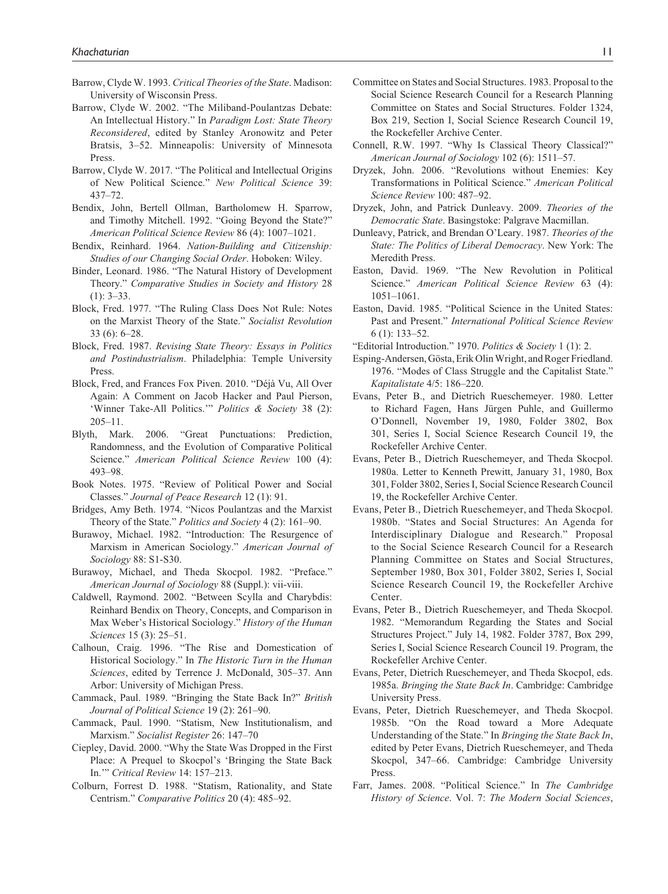Barrow, Clyde W. 1993. *Critical Theories of the State*. Madison: University of Wisconsin Press.

Barrow, Clyde W. 2002. "The Miliband-Poulantzas Debate: An Intellectual History." In *Paradigm Lost: State Theory Reconsidered*, edited by Stanley Aronowitz and Peter Bratsis, 3–52. Minneapolis: University of Minnesota Press.

Barrow, Clyde W. 2017. "The Political and Intellectual Origins of New Political Science." *New Political Science* 39: 437–72.

Bendix, John, Bertell Ollman, Bartholomew H. Sparrow, and Timothy Mitchell. 1992. "Going Beyond the State?" *American Political Science Review* 86 (4): 1007–1021.

Bendix, Reinhard. 1964. *Nation-Building and Citizenship: Studies of our Changing Social Order*. Hoboken: Wiley.

Binder, Leonard. 1986. "The Natural History of Development Theory." *Comparative Studies in Society and History* 28 (1): 3–33.

Block, Fred. 1977. "The Ruling Class Does Not Rule: Notes on the Marxist Theory of the State." *Socialist Revolution* 33 (6): 6–28.

Block, Fred. 1987. *Revising State Theory: Essays in Politics and Postindustrialism*. Philadelphia: Temple University Press.

Block, Fred, and Frances Fox Piven. 2010. "Déjà Vu, All Over Again: A Comment on Jacob Hacker and Paul Pierson, 'Winner Take-All Politics.'" *Politics & Society* 38 (2): 205–11.

Blyth, Mark. 2006. "Great Punctuations: Prediction, Randomness, and the Evolution of Comparative Political Science." *American Political Science Review* 100 (4): 493–98.

Book Notes. 1975. "Review of Political Power and Social Classes." *Journal of Peace Research* 12 (1): 91.

Bridges, Amy Beth. 1974. "Nicos Poulantzas and the Marxist Theory of the State." *Politics and Society* 4 (2): 161–90.

Burawoy, Michael. 1982. "Introduction: The Resurgence of Marxism in American Sociology." *American Journal of Sociology* 88: S1-S30.

Burawoy, Michael, and Theda Skocpol. 1982. "Preface." *American Journal of Sociology* 88 (Suppl.): vii-viii.

Caldwell, Raymond. 2002. "Between Scylla and Charybdis: Reinhard Bendix on Theory, Concepts, and Comparison in Max Weber's Historical Sociology." *History of the Human Sciences* 15 (3): 25–51.

Calhoun, Craig. 1996. "The Rise and Domestication of Historical Sociology." In *The Historic Turn in the Human Sciences*, edited by Terrence J. McDonald, 305–37. Ann Arbor: University of Michigan Press.

Cammack, Paul. 1989. "Bringing the State Back In?" *British Journal of Political Science* 19 (2): 261–90.

Cammack, Paul. 1990. "Statism, New Institutionalism, and Marxism." *Socialist Register* 26: 147–70

Ciepley, David. 2000. "Why the State Was Dropped in the First Place: A Prequel to Skocpol's 'Bringing the State Back In.'" *Critical Review* 14: 157–213.

Colburn, Forrest D. 1988. "Statism, Rationality, and State Centrism." *Comparative Politics* 20 (4): 485–92.

Committee on States and Social Structures. 1983. Proposal to the Social Science Research Council for a Research Planning Committee on States and Social Structures. Folder 1324, Box 219, Section I, Social Science Research Council 19, the Rockefeller Archive Center.

Connell, R.W. 1997. "Why Is Classical Theory Classical?" *American Journal of Sociology* 102 (6): 1511–57.

Dryzek, John. 2006. "Revolutions without Enemies: Key Transformations in Political Science." *American Political Science Review* 100: 487–92.

Dryzek, John, and Patrick Dunleavy. 2009. *Theories of the Democratic State*. Basingstoke: Palgrave Macmillan.

Dunleavy, Patrick, and Brendan O'Leary. 1987. *Theories of the State: The Politics of Liberal Democracy*. New York: The Meredith Press.

Easton, David. 1969. "The New Revolution in Political Science." *American Political Science Review* 63 (4): 1051–1061.

Easton, David. 1985. "Political Science in the United States: Past and Present." *International Political Science Review* 6 (1): 133–52.

"Editorial Introduction." 1970. *Politics & Society* 1 (1): 2.

Esping-Andersen, Gösta, Erik Olin Wright, and Roger Friedland. 1976. "Modes of Class Struggle and the Capitalist State." *Kapitalistate* 4/5: 186–220.

Evans, Peter B., and Dietrich Rueschemeyer. 1980. Letter to Richard Fagen, Hans Jürgen Puhle, and Guillermo O'Donnell, November 19, 1980, Folder 3802, Box 301, Series I, Social Science Research Council 19, the Rockefeller Archive Center.

Evans, Peter B., Dietrich Rueschemeyer, and Theda Skocpol. 1980a. Letter to Kenneth Prewitt, January 31, 1980, Box 301, Folder 3802, Series I, Social Science Research Council 19, the Rockefeller Archive Center.

Evans, Peter B., Dietrich Rueschemeyer, and Theda Skocpol. 1980b. "States and Social Structures: An Agenda for Interdisciplinary Dialogue and Research." Proposal to the Social Science Research Council for a Research Planning Committee on States and Social Structures, September 1980, Box 301, Folder 3802, Series I, Social Science Research Council 19, the Rockefeller Archive Center.

Evans, Peter B., Dietrich Rueschemeyer, and Theda Skocpol. 1982. "Memorandum Regarding the States and Social Structures Project." July 14, 1982. Folder 3787, Box 299, Series I, Social Science Research Council 19. Program, the Rockefeller Archive Center.

Evans, Peter, Dietrich Rueschemeyer, and Theda Skocpol, eds. 1985a. *Bringing the State Back In*. Cambridge: Cambridge University Press.

Evans, Peter, Dietrich Rueschemeyer, and Theda Skocpol. 1985b. "On the Road toward a More Adequate Understanding of the State." In *Bringing the State Back In*, edited by Peter Evans, Dietrich Rueschemeyer, and Theda Skocpol, 347–66. Cambridge: Cambridge University Press.

Farr, James. 2008. "Political Science." In *The Cambridge History of Science*. Vol. 7: *The Modern Social Sciences*,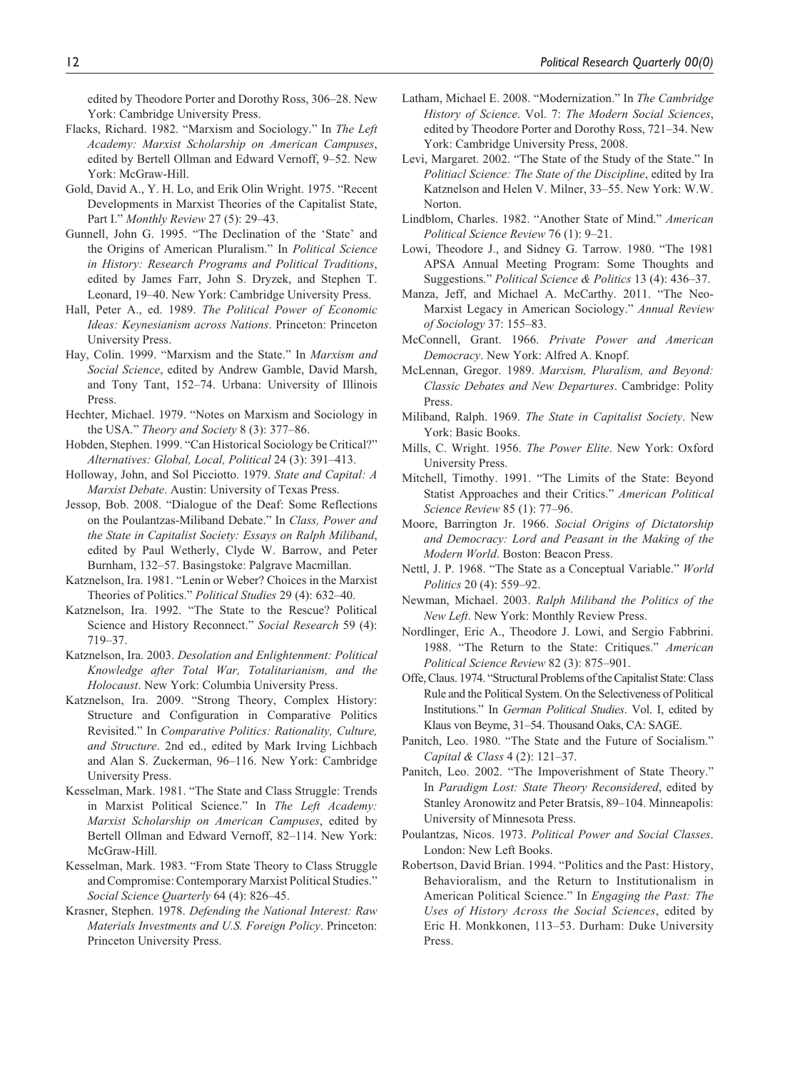edited by Theodore Porter and Dorothy Ross, 306–28. New York: Cambridge University Press.

Flacks, Richard. 1982. "Marxism and Sociology." In *The Left Academy: Marxist Scholarship on American Campuses*, edited by Bertell Ollman and Edward Vernoff, 9–52. New York: McGraw-Hill.

Gold, David A., Y. H. Lo, and Erik Olin Wright. 1975. "Recent Developments in Marxist Theories of the Capitalist State, Part I." *Monthly Review* 27 (5): 29–43.

Gunnell, John G. 1995. "The Declination of the 'State' and the Origins of American Pluralism." In *Political Science in History: Research Programs and Political Traditions*, edited by James Farr, John S. Dryzek, and Stephen T. Leonard, 19–40. New York: Cambridge University Press.

Hall, Peter A., ed. 1989. *The Political Power of Economic Ideas: Keynesianism across Nations*. Princeton: Princeton University Press.

Hay, Colin. 1999. "Marxism and the State." In *Marxism and Social Science*, edited by Andrew Gamble, David Marsh, and Tony Tant, 152–74. Urbana: University of Illinois Press.

Hechter, Michael. 1979. "Notes on Marxism and Sociology in the USA." *Theory and Society* 8 (3): 377–86.

Hobden, Stephen. 1999. "Can Historical Sociology be Critical?" *Alternatives: Global, Local, Political* 24 (3): 391–413.

Holloway, John, and Sol Picciotto. 1979. *State and Capital: A Marxist Debate*. Austin: University of Texas Press.

Jessop, Bob. 2008. "Dialogue of the Deaf: Some Reflections on the Poulantzas-Miliband Debate." In *Class, Power and the State in Capitalist Society: Essays on Ralph Miliband*, edited by Paul Wetherly, Clyde W. Barrow, and Peter Burnham, 132–57. Basingstoke: Palgrave Macmillan.

Katznelson, Ira. 1981. "Lenin or Weber? Choices in the Marxist Theories of Politics." *Political Studies* 29 (4): 632–40.

Katznelson, Ira. 1992. "The State to the Rescue? Political Science and History Reconnect." *Social Research* 59 (4): 719–37.

Katznelson, Ira. 2003. *Desolation and Enlightenment: Political Knowledge after Total War, Totalitarianism, and the Holocaust*. New York: Columbia University Press.

Katznelson, Ira. 2009. "Strong Theory, Complex History: Structure and Configuration in Comparative Politics Revisited." In *Comparative Politics: Rationality, Culture, and Structure*. 2nd ed., edited by Mark Irving Lichbach and Alan S. Zuckerman, 96–116. New York: Cambridge University Press.

Kesselman, Mark. 1981. "The State and Class Struggle: Trends in Marxist Political Science." In *The Left Academy: Marxist Scholarship on American Campuses*, edited by Bertell Ollman and Edward Vernoff, 82–114. New York: McGraw-Hill.

Kesselman, Mark. 1983. "From State Theory to Class Struggle and Compromise: Contemporary Marxist Political Studies." *Social Science Quarterly* 64 (4): 826–45.

Krasner, Stephen. 1978. *Defending the National Interest: Raw Materials Investments and U.S. Foreign Policy*. Princeton: Princeton University Press.

Latham, Michael E. 2008. "Modernization." In *The Cambridge History of Science*. Vol. 7: *The Modern Social Sciences*, edited by Theodore Porter and Dorothy Ross, 721–34. New York: Cambridge University Press, 2008.

Levi, Margaret. 2002. "The State of the Study of the State." In *Politiacl Science: The State of the Discipline*, edited by Ira Katznelson and Helen V. Milner, 33–55. New York: W.W. Norton.

Lindblom, Charles. 1982. "Another State of Mind." *American Political Science Review* 76 (1): 9–21.

Lowi, Theodore J., and Sidney G. Tarrow. 1980. "The 1981 APSA Annual Meeting Program: Some Thoughts and Suggestions." *Political Science & Politics* 13 (4): 436–37.

Manza, Jeff, and Michael A. McCarthy. 2011. "The Neo-Marxist Legacy in American Sociology." *Annual Review of Sociology* 37: 155–83.

McConnell, Grant. 1966. *Private Power and American Democracy*. New York: Alfred A. Knopf.

McLennan, Gregor. 1989. *Marxism, Pluralism, and Beyond: Classic Debates and New Departures*. Cambridge: Polity Press.

Miliband, Ralph. 1969. *The State in Capitalist Society*. New York: Basic Books.

Mills, C. Wright. 1956. *The Power Elite*. New York: Oxford University Press.

Mitchell, Timothy. 1991. "The Limits of the State: Beyond Statist Approaches and their Critics." *American Political Science Review* 85 (1): 77–96.

Moore, Barrington Jr. 1966. *Social Origins of Dictatorship and Democracy: Lord and Peasant in the Making of the Modern World*. Boston: Beacon Press.

Nettl, J. P. 1968. "The State as a Conceptual Variable." *World Politics* 20 (4): 559–92.

Newman, Michael. 2003. *Ralph Miliband the Politics of the New Left*. New York: Monthly Review Press.

Nordlinger, Eric A., Theodore J. Lowi, and Sergio Fabbrini. 1988. "The Return to the State: Critiques." *American Political Science Review* 82 (3): 875–901.

Offe, Claus. 1974. "Structural Problems of the Capitalist State: Class Rule and the Political System. On the Selectiveness of Political Institutions." In *German Political Studies*. Vol. I, edited by Klaus von Beyme, 31–54. Thousand Oaks, CA: SAGE.

Panitch, Leo. 1980. "The State and the Future of Socialism." *Capital & Class* 4 (2): 121–37.

Panitch, Leo. 2002. "The Impoverishment of State Theory." In *Paradigm Lost: State Theory Reconsidered*, edited by Stanley Aronowitz and Peter Bratsis, 89–104. Minneapolis: University of Minnesota Press.

Poulantzas, Nicos. 1973. *Political Power and Social Classes*. London: New Left Books.

Robertson, David Brian. 1994. "Politics and the Past: History, Behavioralism, and the Return to Institutionalism in American Political Science." In *Engaging the Past: The Uses of History Across the Social Sciences*, edited by Eric H. Monkkonen, 113–53. Durham: Duke University Press.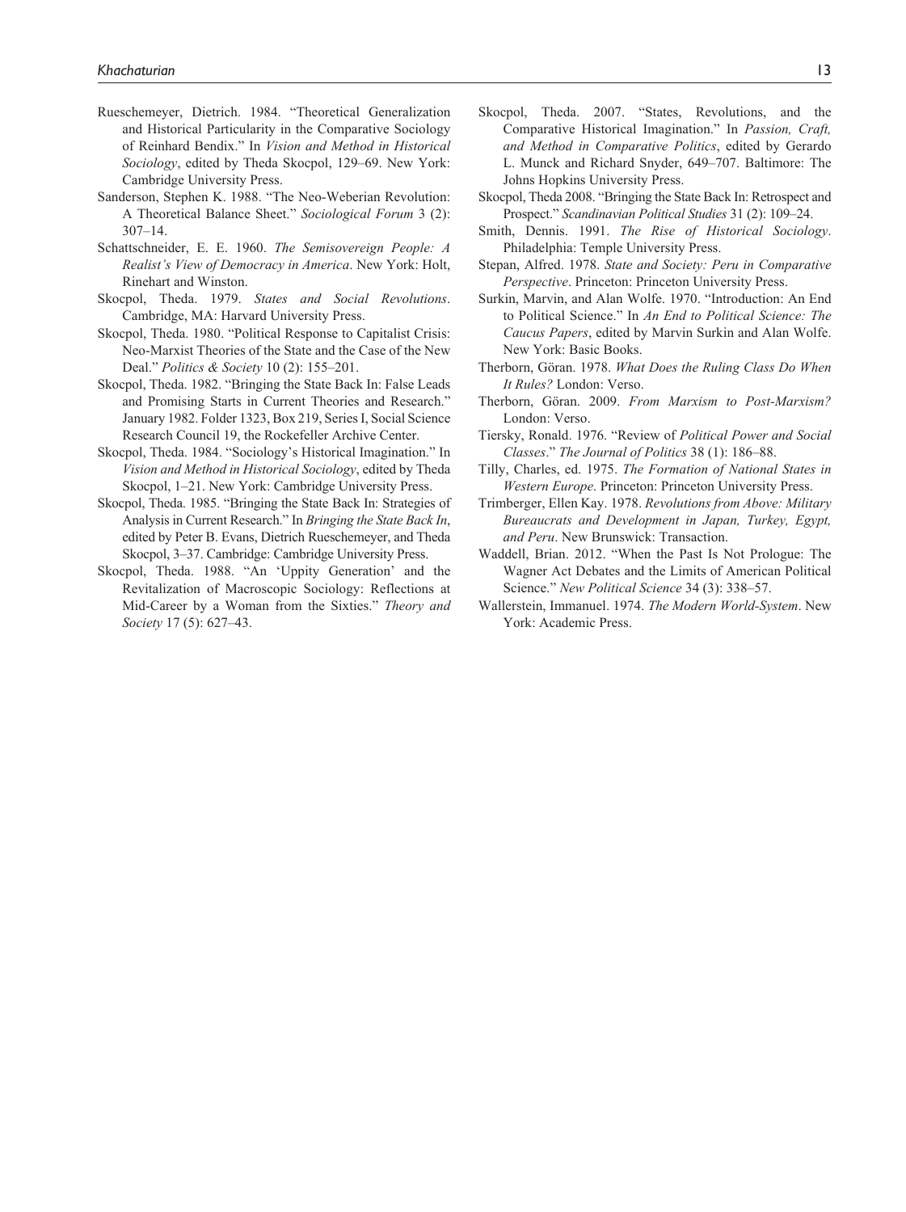Rueschemeyer, Dietrich. 1984. "Theoretical Generalization and Historical Particularity in the Comparative Sociology of Reinhard Bendix." In *Vision and Method in Historical Sociology*, edited by Theda Skocpol, 129–69. New York: Cambridge University Press.

Sanderson, Stephen K. 1988. "The Neo-Weberian Revolution: A Theoretical Balance Sheet." *Sociological Forum* 3 (2): 307–14.

Schattschneider, E. E. 1960. *The Semisovereign People: A Realist's View of Democracy in America*. New York: Holt, Rinehart and Winston.

Skocpol, Theda. 1979. *States and Social Revolutions*. Cambridge, MA: Harvard University Press.

Skocpol, Theda. 1980. "Political Response to Capitalist Crisis: Neo-Marxist Theories of the State and the Case of the New Deal." *Politics & Society* 10 (2): 155–201.

Skocpol, Theda. 1982. "Bringing the State Back In: False Leads and Promising Starts in Current Theories and Research." January 1982. Folder 1323, Box 219, Series I, Social Science Research Council 19, the Rockefeller Archive Center.

Skocpol, Theda. 1984. "Sociology's Historical Imagination." In *Vision and Method in Historical Sociology*, edited by Theda Skocpol, 1–21. New York: Cambridge University Press.

Skocpol, Theda. 1985. "Bringing the State Back In: Strategies of Analysis in Current Research." In *Bringing the State Back In*, edited by Peter B. Evans, Dietrich Rueschemeyer, and Theda Skocpol, 3–37. Cambridge: Cambridge University Press.

Skocpol, Theda. 1988. "An 'Uppity Generation' and the Revitalization of Macroscopic Sociology: Reflections at Mid-Career by a Woman from the Sixties." *Theory and Society* 17 (5): 627–43.

Skocpol, Theda. 2007. "States, Revolutions, and the Comparative Historical Imagination." In *Passion, Craft, and Method in Comparative Politics*, edited by Gerardo L. Munck and Richard Snyder, 649–707. Baltimore: The Johns Hopkins University Press.

Skocpol, Theda 2008. "Bringing the State Back In: Retrospect and Prospect." *Scandinavian Political Studies* 31 (2): 109–24.

Smith, Dennis. 1991. *The Rise of Historical Sociology*. Philadelphia: Temple University Press.

Stepan, Alfred. 1978. *State and Society: Peru in Comparative Perspective*. Princeton: Princeton University Press.

Surkin, Marvin, and Alan Wolfe. 1970. "Introduction: An End to Political Science." In *An End to Political Science: The Caucus Papers*, edited by Marvin Surkin and Alan Wolfe. New York: Basic Books.

Therborn, Göran. 1978. *What Does the Ruling Class Do When It Rules?* London: Verso.

Therborn, Göran. 2009. *From Marxism to Post-Marxism?* London: Verso.

Tiersky, Ronald. 1976. "Review of *Political Power and Social Classes*." *The Journal of Politics* 38 (1): 186–88.

Tilly, Charles, ed. 1975. *The Formation of National States in Western Europe*. Princeton: Princeton University Press.

Trimberger, Ellen Kay. 1978. *Revolutions from Above: Military Bureaucrats and Development in Japan, Turkey, Egypt, and Peru*. New Brunswick: Transaction.

Waddell, Brian. 2012. "When the Past Is Not Prologue: The Wagner Act Debates and the Limits of American Political Science." *New Political Science* 34 (3): 338–57.

Wallerstein, Immanuel. 1974. *The Modern World-System*. New York: Academic Press.